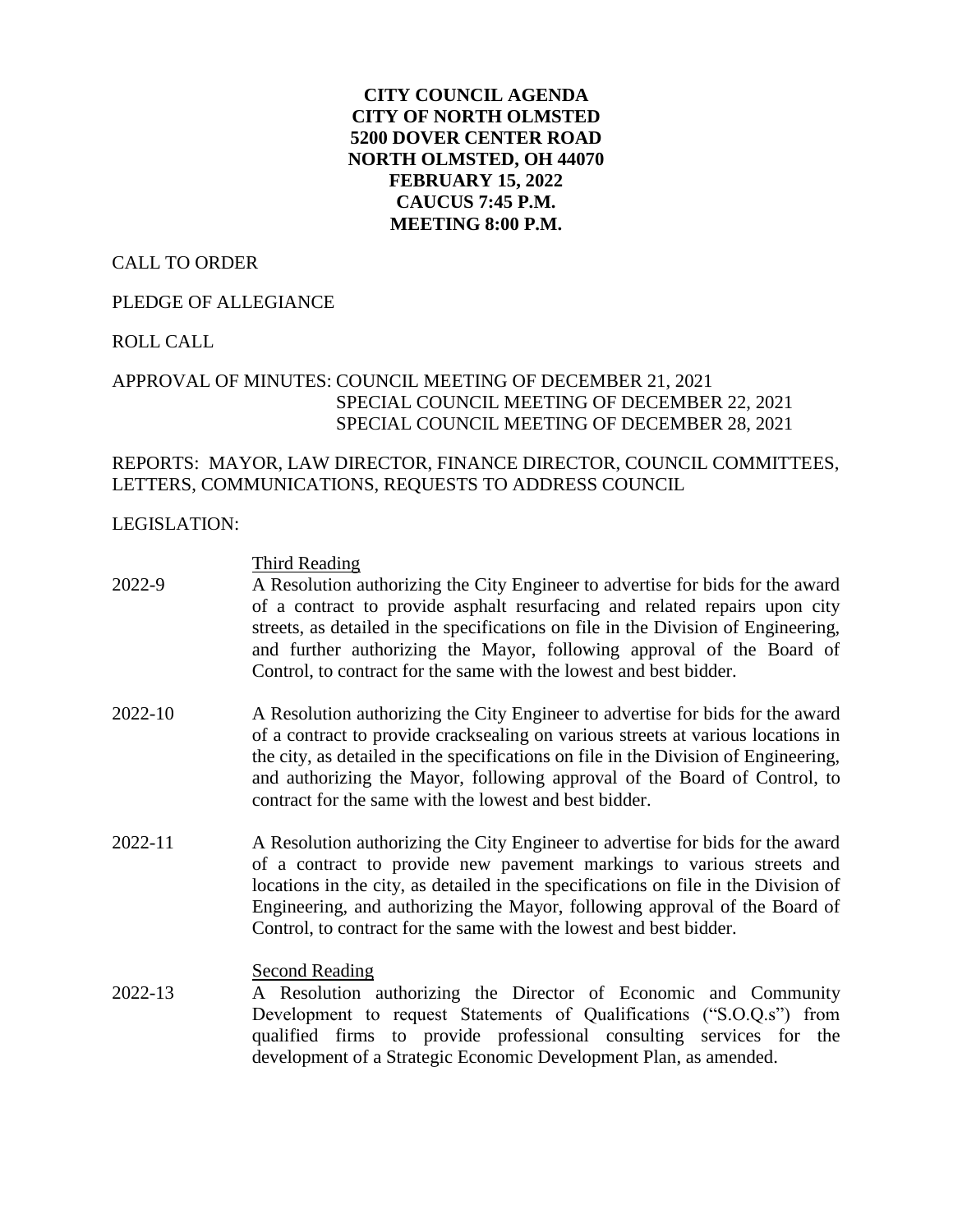**CITY COUNCIL AGENDA**
**CITY OF NORTH OLMSTED**
**5200 DOVER CENTER ROAD**
**NORTH OLMSTED, OH 44070**
**FEBRUARY 15, 2022**
**CAUCUS 7:45 P.M.**
**MEETING 8:00 P.M.**

CALL TO ORDER

PLEDGE OF ALLEGIANCE

ROLL CALL

APPROVAL OF MINUTES: COUNCIL MEETING OF DECEMBER 21, 2021
SPECIAL COUNCIL MEETING OF DECEMBER 22, 2021
SPECIAL COUNCIL MEETING OF DECEMBER 28, 2021

REPORTS: MAYOR, LAW DIRECTOR, FINANCE DIRECTOR, COUNCIL COMMITTEES, LETTERS, COMMUNICATIONS, REQUESTS TO ADDRESS COUNCIL

LEGISLATION:

Third Reading

2022-9 A Resolution authorizing the City Engineer to advertise for bids for the award of a contract to provide asphalt resurfacing and related repairs upon city streets, as detailed in the specifications on file in the Division of Engineering, and further authorizing the Mayor, following approval of the Board of Control, to contract for the same with the lowest and best bidder.

2022-10 A Resolution authorizing the City Engineer to advertise for bids for the award of a contract to provide cracksealing on various streets at various locations in the city, as detailed in the specifications on file in the Division of Engineering, and authorizing the Mayor, following approval of the Board of Control, to contract for the same with the lowest and best bidder.

2022-11 A Resolution authorizing the City Engineer to advertise for bids for the award of a contract to provide new pavement markings to various streets and locations in the city, as detailed in the specifications on file in the Division of Engineering, and authorizing the Mayor, following approval of the Board of Control, to contract for the same with the lowest and best bidder.

Second Reading

2022-13 A Resolution authorizing the Director of Economic and Community Development to request Statements of Qualifications ("S.O.Q.s") from qualified firms to provide professional consulting services for the development of a Strategic Economic Development Plan, as amended.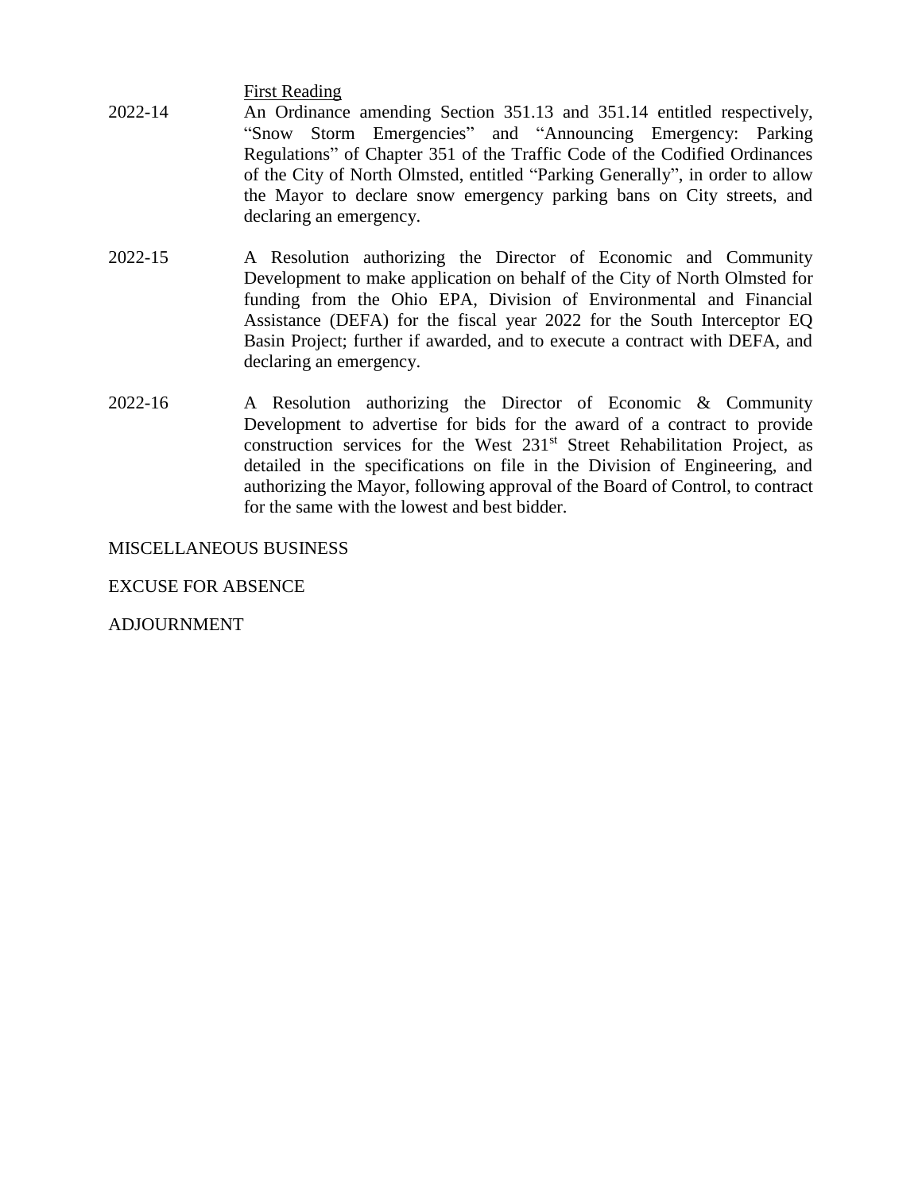First Reading

2022-14 An Ordinance amending Section 351.13 and 351.14 entitled respectively, "Snow Storm Emergencies" and "Announcing Emergency: Parking Regulations" of Chapter 351 of the Traffic Code of the Codified Ordinances of the City of North Olmsted, entitled "Parking Generally", in order to allow the Mayor to declare snow emergency parking bans on City streets, and declaring an emergency.

2022-15 A Resolution authorizing the Director of Economic and Community Development to make application on behalf of the City of North Olmsted for funding from the Ohio EPA, Division of Environmental and Financial Assistance (DEFA) for the fiscal year 2022 for the South Interceptor EQ Basin Project; further if awarded, and to execute a contract with DEFA, and declaring an emergency.

2022-16 A Resolution authorizing the Director of Economic & Community Development to advertise for bids for the award of a contract to provide construction services for the West 231st Street Rehabilitation Project, as detailed in the specifications on file in the Division of Engineering, and authorizing the Mayor, following approval of the Board of Control, to contract for the same with the lowest and best bidder.

MISCELLANEOUS BUSINESS

EXCUSE FOR ABSENCE

ADJOURNMENT